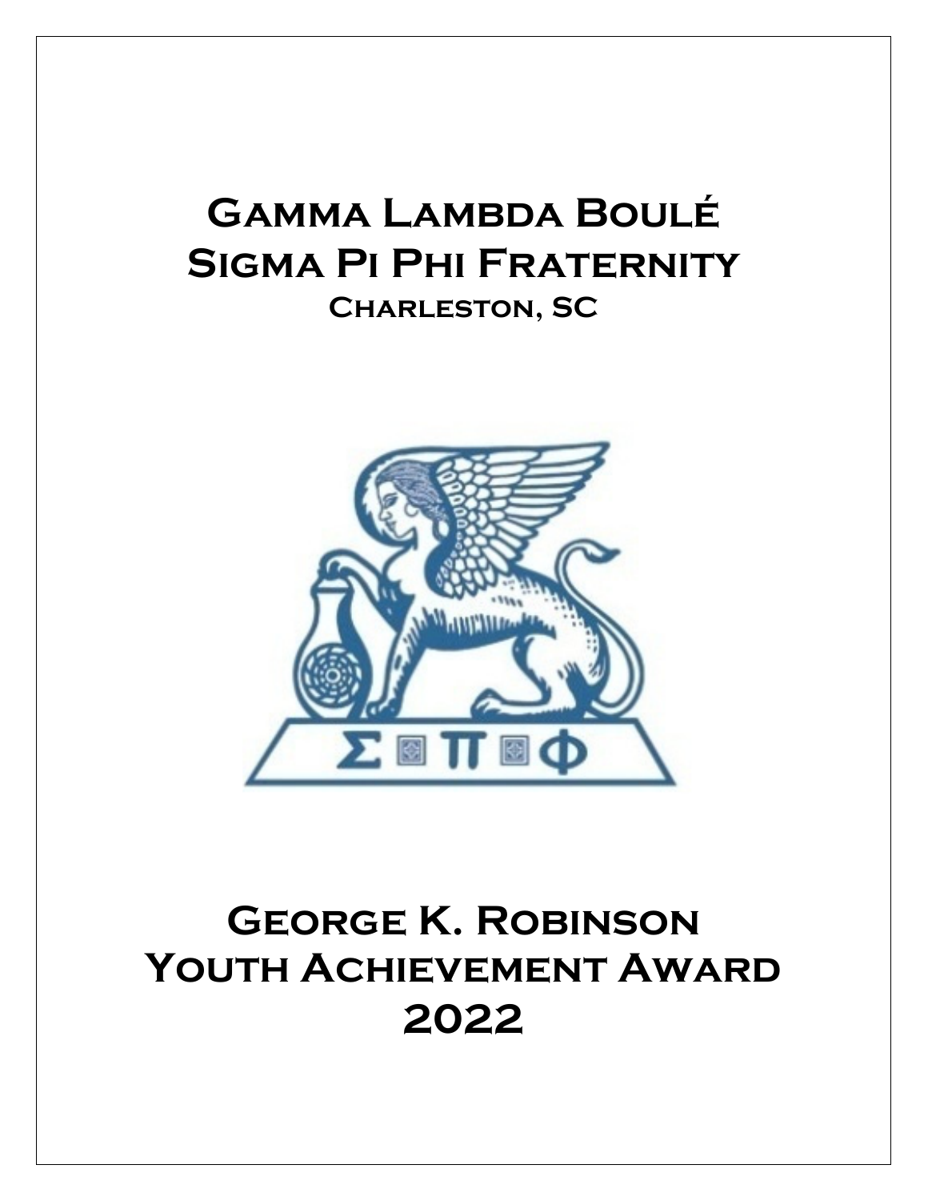# Gamma Lambda Boulé
# Sigma Pi Phi Fraternity
## Charleston, SC

# George K. Robinson
# Youth Achievement Award
# 2022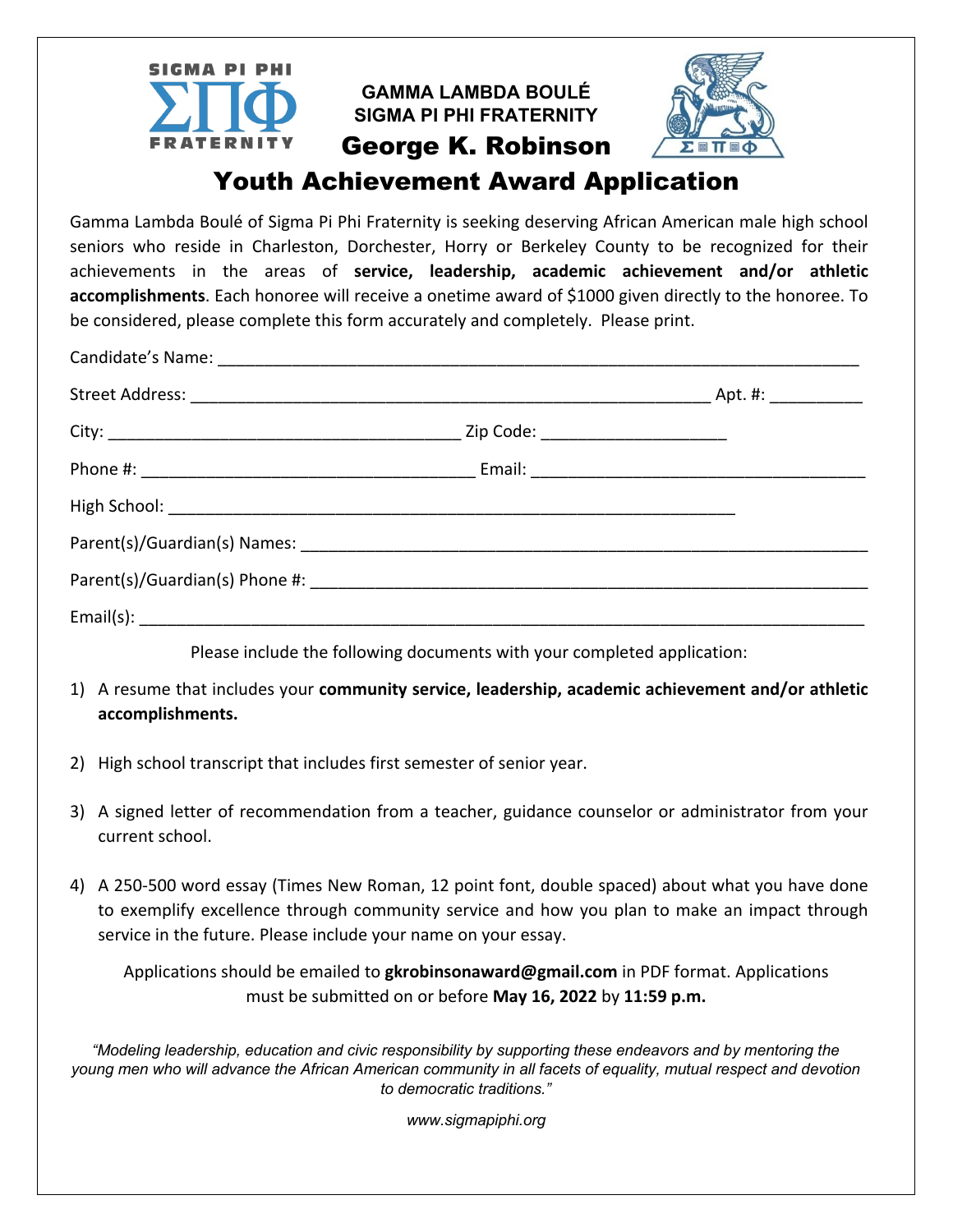SIGMA PI PHI

ΣΠΦ

FRATERNITY

**GAMMA LAMBDA BOULÉ**
**SIGMA PI PHI FRATERNITY**

# George K. Robinson Youth Achievement Award Application

Gamma Lambda Boulé of Sigma Pi Phi Fraternity is seeking deserving African American male high school seniors who reside in Charleston, Dorchester, Horry or Berkeley County to be recognized for their achievements in the areas of **service, leadership, academic achievement and/or athletic accomplishments**. Each honoree will receive a onetime award of $1000 given directly to the honoree. To be considered, please complete this form accurately and completely. Please print.

Candidate's Name: ______________________________________________________________________

Street Address: ____________________________________________________________ Apt. #: __________

City: ________________________________________ Zip Code: ____________________

Phone #: ______________________________________ Email: ______________________________________

High School: _________________________________________________________________

Parent(s)/Guardian(s) Names: _________________________________________________________________

Parent(s)/Guardian(s) Phone #: _______________________________________________________________

Email(s): _________________________________________________________________________________

Please include the following documents with your completed application:

1) A resume that includes your **community service, leadership, academic achievement and/or athletic accomplishments.**

2) High school transcript that includes first semester of senior year.

3) A signed letter of recommendation from a teacher, guidance counselor or administrator from your current school.

4) A 250-500 word essay (Times New Roman, 12 point font, double spaced) about what you have done to exemplify excellence through community service and how you plan to make an impact through service in the future. Please include your name on your essay.

Applications should be emailed to **gkrobinsonaward@gmail.com** in PDF format. Applications must be submitted on or before **May 16, 2022** by **11:59 p.m.**

*"Modeling leadership, education and civic responsibility by supporting these endeavors and by mentoring the young men who will advance the African American community in all facets of equality, mutual respect and devotion to democratic traditions."*

*www.sigmapiphi.org*